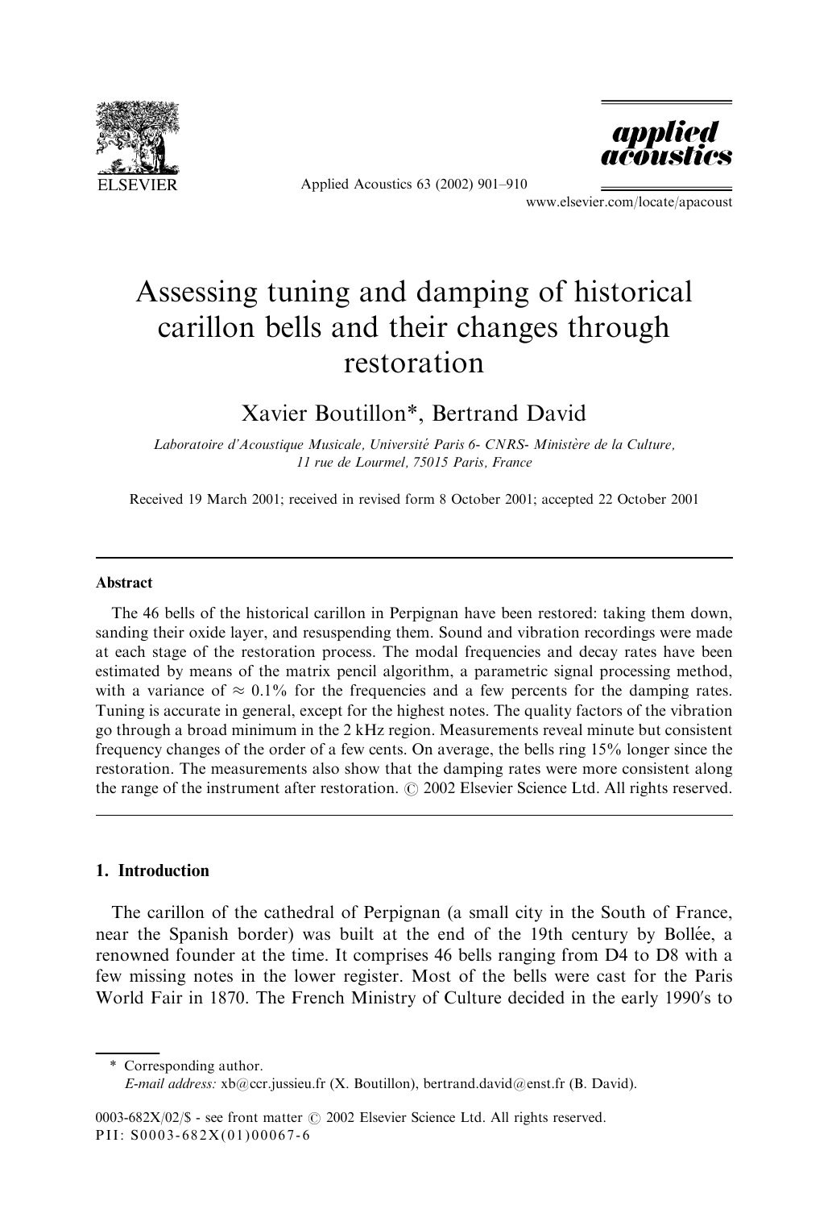# Assessing tuning and damping of historical carillon bells and their changes through restoration

Xavier Boutillon*, Bertrand David

*Laboratoire d'Acoustique Musicale, Université Paris 6- CNRS- Ministère de la Culture, 11 rue de Lourmel, 75015 Paris, France*

Received 19 March 2001; received in revised form 8 October 2001; accepted 22 October 2001

## Abstract

The 46 bells of the historical carillon in Perpignan have been restored: taking them down, sanding their oxide layer, and resuspending them. Sound and vibration recordings were made at each stage of the restoration process. The modal frequencies and decay rates have been estimated by means of the matrix pencil algorithm, a parametric signal processing method, with a variance of $\approx 0.1\%$ for the frequencies and a few percents for the damping rates. Tuning is accurate in general, except for the highest notes. The quality factors of the vibration go through a broad minimum in the 2 kHz region. Measurements reveal minute but consistent frequency changes of the order of a few cents. On average, the bells ring 15% longer since the restoration. The measurements also show that the damping rates were more consistent along the range of the instrument after restoration. © 2002 Elsevier Science Ltd. All rights reserved.

## 1. Introduction

The carillon of the cathedral of Perpignan (a small city in the South of France, near the Spanish border) was built at the end of the 19th century by Bollée, a renowned founder at the time. It comprises 46 bells ranging from D4 to D8 with a few missing notes in the lower register. Most of the bells were cast for the Paris World Fair in 1870. The French Ministry of Culture decided in the early 1990's to

* Corresponding author.
*E-mail address:* xb@ccr.jussieu.fr (X. Boutillon), bertrand.david@enst.fr (B. David).

0003-682X/02/$ - see front matter © 2002 Elsevier Science Ltd. All rights reserved.
PII: S0003-682X(01)00067-6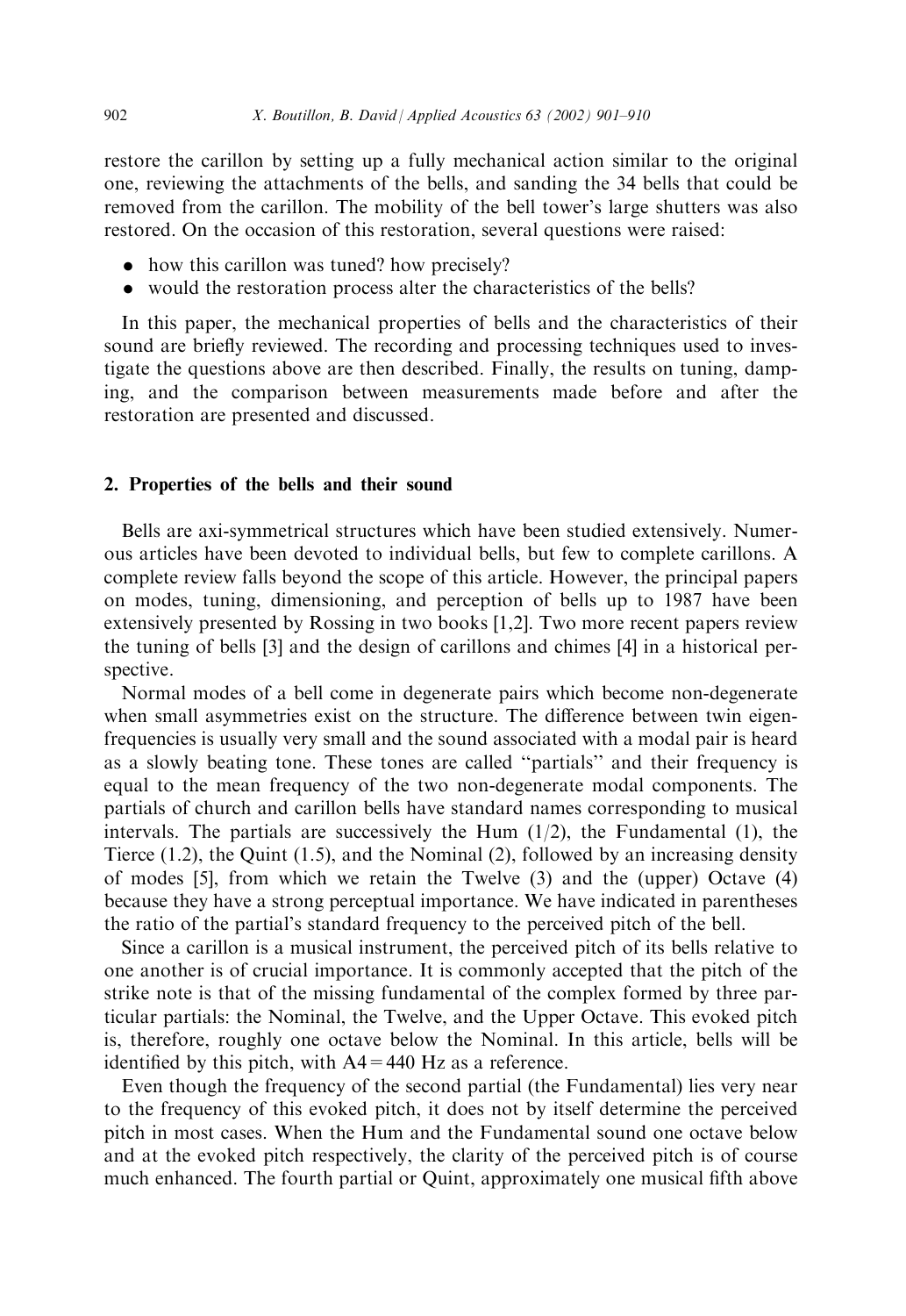restore the carillon by setting up a fully mechanical action similar to the original one, reviewing the attachments of the bells, and sanding the 34 bells that could be removed from the carillon. The mobility of the bell tower's large shutters was also restored. On the occasion of this restoration, several questions were raised:

- how this carillon was tuned? how precisely?
- would the restoration process alter the characteristics of the bells?

In this paper, the mechanical properties of bells and the characteristics of their sound are briefly reviewed. The recording and processing techniques used to investigate the questions above are then described. Finally, the results on tuning, damping, and the comparison between measurements made before and after the restoration are presented and discussed.

## 2. Properties of the bells and their sound

Bells are axi-symmetrical structures which have been studied extensively. Numerous articles have been devoted to individual bells, but few to complete carillons. A complete review falls beyond the scope of this article. However, the principal papers on modes, tuning, dimensioning, and perception of bells up to 1987 have been extensively presented by Rossing in two books [1,2]. Two more recent papers review the tuning of bells [3] and the design of carillons and chimes [4] in a historical perspective.

Normal modes of a bell come in degenerate pairs which become non-degenerate when small asymmetries exist on the structure. The difference between twin eigenfrequencies is usually very small and the sound associated with a modal pair is heard as a slowly beating tone. These tones are called "partials" and their frequency is equal to the mean frequency of the two non-degenerate modal components. The partials of church and carillon bells have standard names corresponding to musical intervals. The partials are successively the Hum (1/2), the Fundamental (1), the Tierce (1.2), the Quint (1.5), and the Nominal (2), followed by an increasing density of modes [5], from which we retain the Twelve (3) and the (upper) Octave (4) because they have a strong perceptual importance. We have indicated in parentheses the ratio of the partial's standard frequency to the perceived pitch of the bell.

Since a carillon is a musical instrument, the perceived pitch of its bells relative to one another is of crucial importance. It is commonly accepted that the pitch of the strike note is that of the missing fundamental of the complex formed by three particular partials: the Nominal, the Twelve, and the Upper Octave. This evoked pitch is, therefore, roughly one octave below the Nominal. In this article, bells will be identified by this pitch, with A4 = 440 Hz as a reference.

Even though the frequency of the second partial (the Fundamental) lies very near to the frequency of this evoked pitch, it does not by itself determine the perceived pitch in most cases. When the Hum and the Fundamental sound one octave below and at the evoked pitch respectively, the clarity of the perceived pitch is of course much enhanced. The fourth partial or Quint, approximately one musical fifth above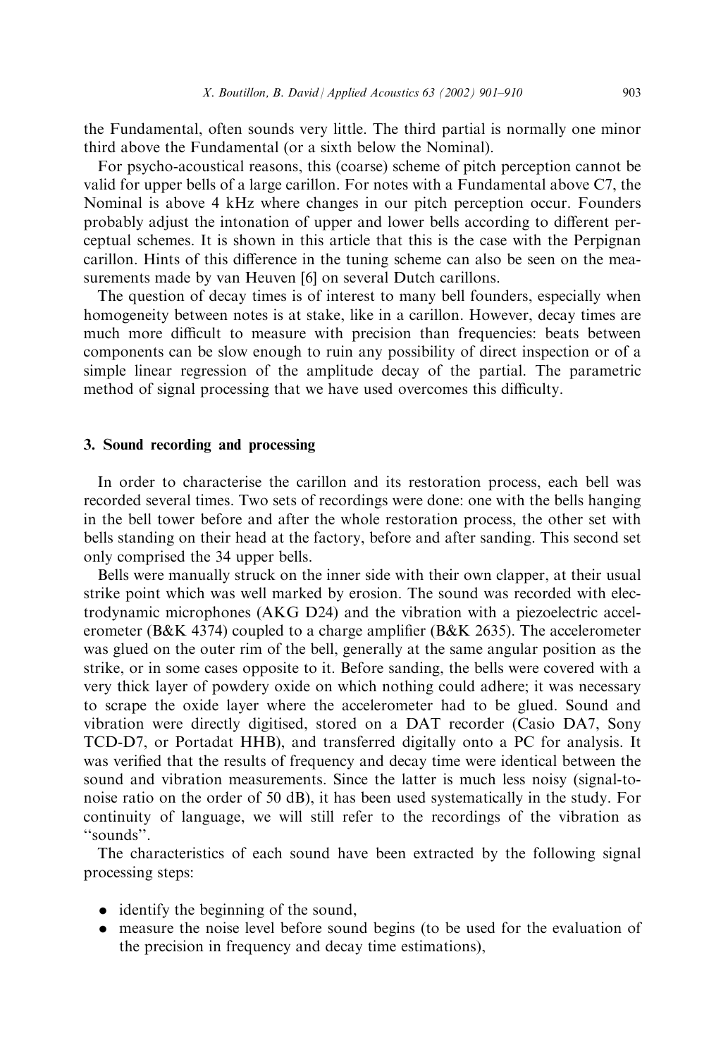the Fundamental, often sounds very little. The third partial is normally one minor third above the Fundamental (or a sixth below the Nominal).

For psycho-acoustical reasons, this (coarse) scheme of pitch perception cannot be valid for upper bells of a large carillon. For notes with a Fundamental above C7, the Nominal is above 4 kHz where changes in our pitch perception occur. Founders probably adjust the intonation of upper and lower bells according to different perceptual schemes. It is shown in this article that this is the case with the Perpignan carillon. Hints of this difference in the tuning scheme can also be seen on the measurements made by van Heuven [6] on several Dutch carillons.

The question of decay times is of interest to many bell founders, especially when homogeneity between notes is at stake, like in a carillon. However, decay times are much more difficult to measure with precision than frequencies: beats between components can be slow enough to ruin any possibility of direct inspection or of a simple linear regression of the amplitude decay of the partial. The parametric method of signal processing that we have used overcomes this difficulty.

## 3. Sound recording and processing

In order to characterise the carillon and its restoration process, each bell was recorded several times. Two sets of recordings were done: one with the bells hanging in the bell tower before and after the whole restoration process, the other set with bells standing on their head at the factory, before and after sanding. This second set only comprised the 34 upper bells.

Bells were manually struck on the inner side with their own clapper, at their usual strike point which was well marked by erosion. The sound was recorded with electrodynamic microphones (AKG D24) and the vibration with a piezoelectric accelerometer (B&K 4374) coupled to a charge amplifier (B&K 2635). The accelerometer was glued on the outer rim of the bell, generally at the same angular position as the strike, or in some cases opposite to it. Before sanding, the bells were covered with a very thick layer of powdery oxide on which nothing could adhere; it was necessary to scrape the oxide layer where the accelerometer had to be glued. Sound and vibration were directly digitised, stored on a DAT recorder (Casio DA7, Sony TCD-D7, or Portadat HHB), and transferred digitally onto a PC for analysis. It was verified that the results of frequency and decay time were identical between the sound and vibration measurements. Since the latter is much less noisy (signal-to-noise ratio on the order of 50 dB), it has been used systematically in the study. For continuity of language, we will still refer to the recordings of the vibration as "sounds".

The characteristics of each sound have been extracted by the following signal processing steps:

- identify the beginning of the sound,
- measure the noise level before sound begins (to be used for the evaluation of the precision in frequency and decay time estimations),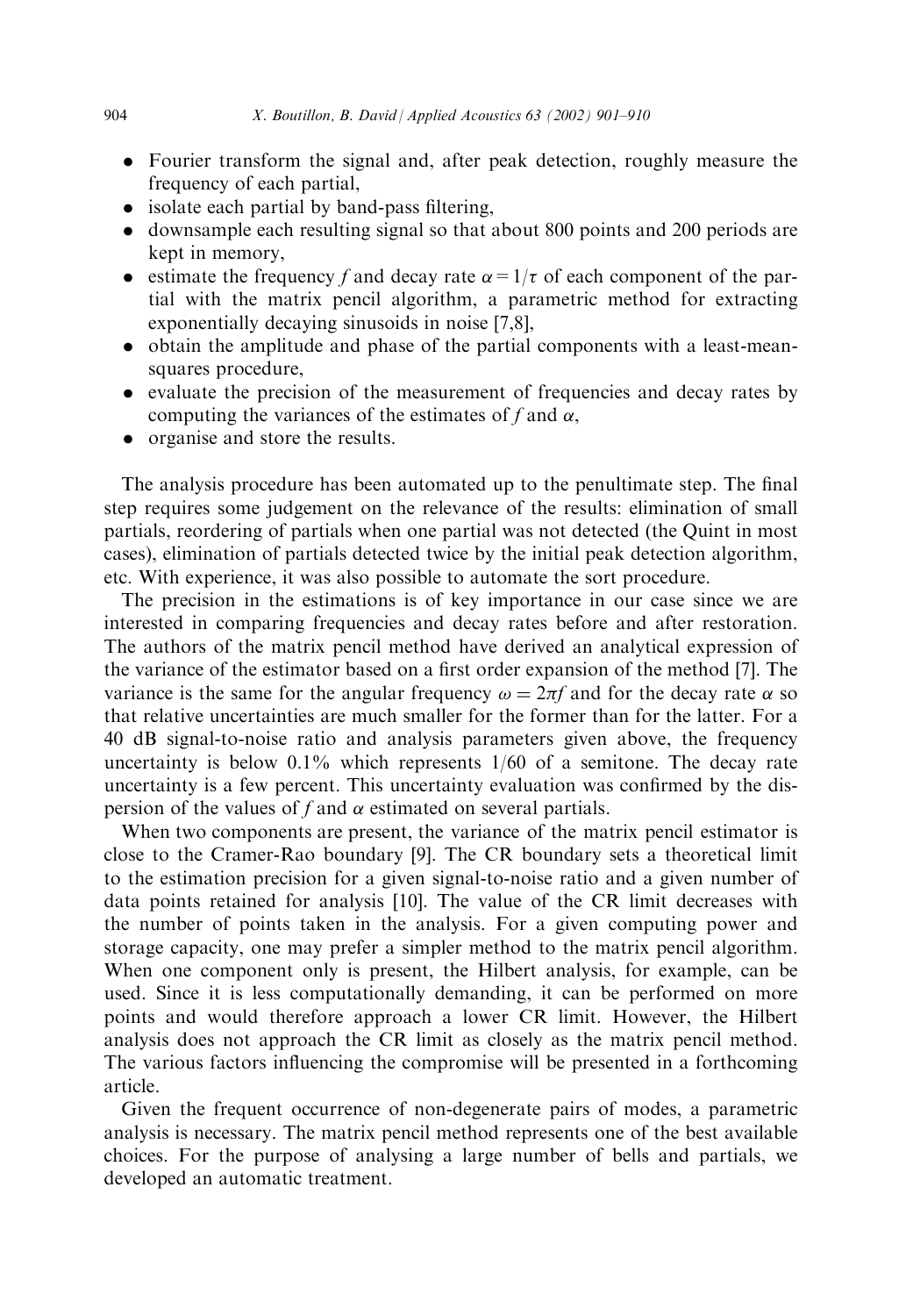- Fourier transform the signal and, after peak detection, roughly measure the frequency of each partial,
- isolate each partial by band-pass filtering,
- downsample each resulting signal so that about 800 points and 200 periods are kept in memory,
- estimate the frequency $f$ and decay rate $\alpha = 1/\tau$ of each component of the partial with the matrix pencil algorithm, a parametric method for extracting exponentially decaying sinusoids in noise [7,8],
- obtain the amplitude and phase of the partial components with a least-mean-squares procedure,
- evaluate the precision of the measurement of frequencies and decay rates by computing the variances of the estimates of $f$ and $\alpha$,
- organise and store the results.

The analysis procedure has been automated up to the penultimate step. The final step requires some judgement on the relevance of the results: elimination of small partials, reordering of partials when one partial was not detected (the Quint in most cases), elimination of partials detected twice by the initial peak detection algorithm, etc. With experience, it was also possible to automate the sort procedure.

The precision in the estimations is of key importance in our case since we are interested in comparing frequencies and decay rates before and after restoration. The authors of the matrix pencil method have derived an analytical expression of the variance of the estimator based on a first order expansion of the method [7]. The variance is the same for the angular frequency $\omega = 2\pi f$ and for the decay rate $\alpha$ so that relative uncertainties are much smaller for the former than for the latter. For a 40 dB signal-to-noise ratio and analysis parameters given above, the frequency uncertainty is below 0.1% which represents 1/60 of a semitone. The decay rate uncertainty is a few percent. This uncertainty evaluation was confirmed by the dispersion of the values of $f$ and $\alpha$ estimated on several partials.

When two components are present, the variance of the matrix pencil estimator is close to the Cramer-Rao boundary [9]. The CR boundary sets a theoretical limit to the estimation precision for a given signal-to-noise ratio and a given number of data points retained for analysis [10]. The value of the CR limit decreases with the number of points taken in the analysis. For a given computing power and storage capacity, one may prefer a simpler method to the matrix pencil algorithm. When one component only is present, the Hilbert analysis, for example, can be used. Since it is less computationally demanding, it can be performed on more points and would therefore approach a lower CR limit. However, the Hilbert analysis does not approach the CR limit as closely as the matrix pencil method. The various factors influencing the compromise will be presented in a forthcoming article.

Given the frequent occurrence of non-degenerate pairs of modes, a parametric analysis is necessary. The matrix pencil method represents one of the best available choices. For the purpose of analysing a large number of bells and partials, we developed an automatic treatment.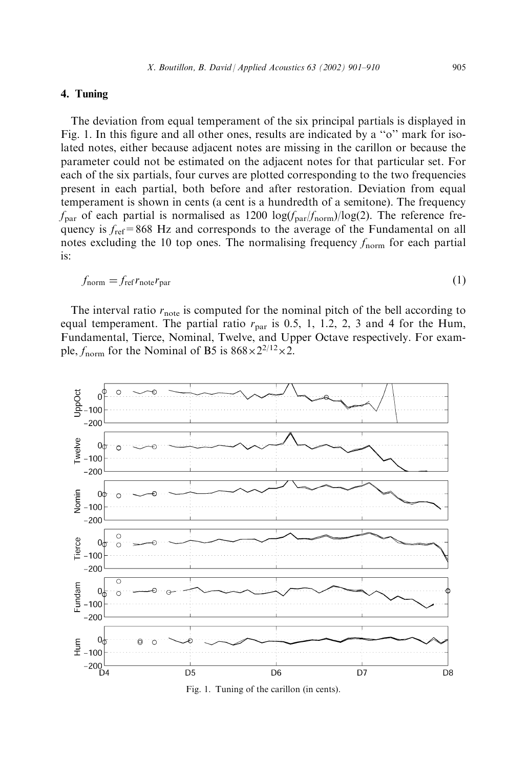## 4. Tuning

The deviation from equal temperament of the six principal partials is displayed in Fig. 1. In this figure and all other ones, results are indicated by a "o" mark for isolated notes, either because adjacent notes are missing in the carillon or because the parameter could not be estimated on the adjacent notes for that particular set. For each of the six partials, four curves are plotted corresponding to the two frequencies present in each partial, both before and after restoration. Deviation from equal temperament is shown in cents (a cent is a hundredth of a semitone). The frequency $f_{\mathrm{par}}$ of each partial is normalised as $1200 \log(f_{\mathrm{par}}/f_{\mathrm{norm}})/\log(2)$. The reference frequency is $f_{\mathrm{ref}} = 868$ Hz and corresponds to the average of the Fundamental on all notes excluding the 10 top ones. The normalising frequency $f_{\mathrm{norm}}$ for each partial is:

$$f_{\mathrm{norm}} = f_{\mathrm{ref}} r_{\mathrm{note}} r_{\mathrm{par}} \tag{1}$$

The interval ratio $r_{\mathrm{note}}$ is computed for the nominal pitch of the bell according to equal temperament. The partial ratio $r_{\mathrm{par}}$ is 0.5, 1, 1.2, 2, 3 and 4 for the Hum, Fundamental, Tierce, Nominal, Twelve, and Upper Octave respectively. For example, $f_{\mathrm{norm}}$ for the Nominal of B5 is $868 \times 2^{2/12} \times 2$.

Fig. 1. Tuning of the carillon (in cents).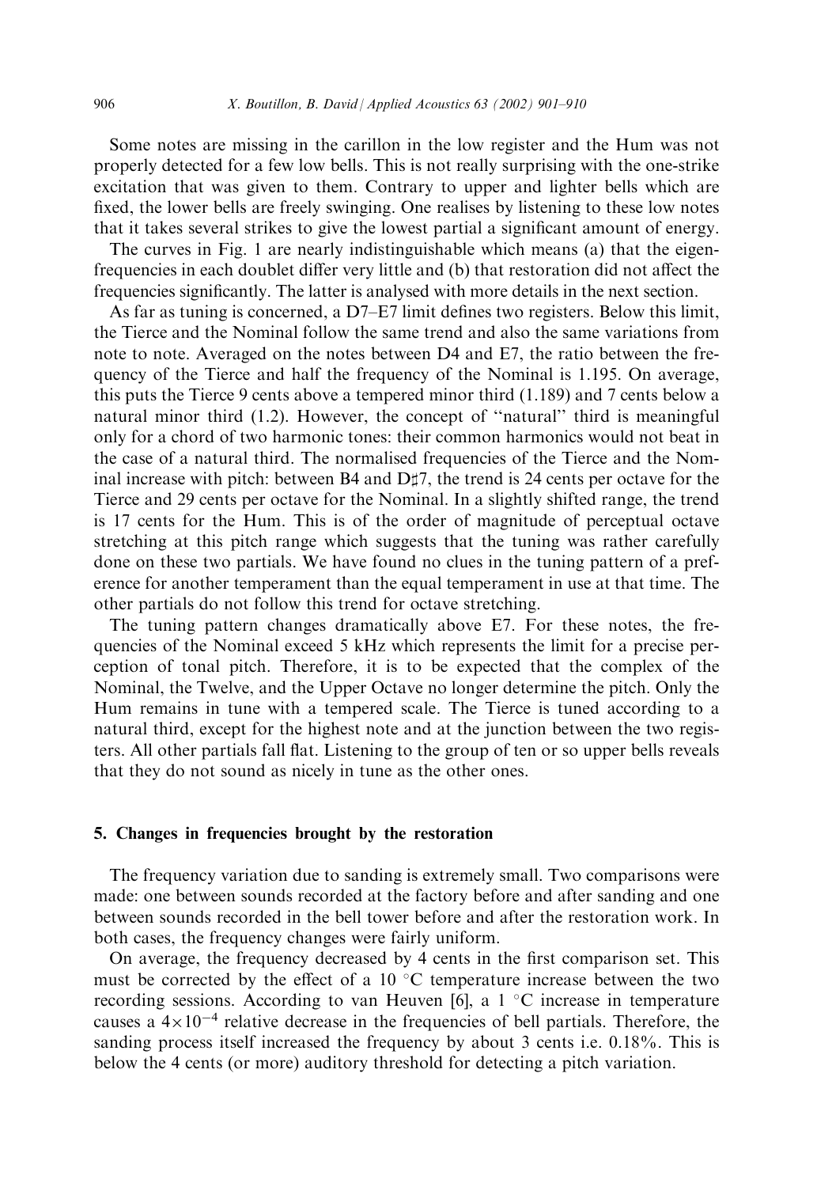Some notes are missing in the carillon in the low register and the Hum was not properly detected for a few low bells. This is not really surprising with the one-strike excitation that was given to them. Contrary to upper and lighter bells which are fixed, the lower bells are freely swinging. One realises by listening to these low notes that it takes several strikes to give the lowest partial a significant amount of energy.

The curves in Fig. 1 are nearly indistinguishable which means (a) that the eigenfrequencies in each doublet differ very little and (b) that restoration did not affect the frequencies significantly. The latter is analysed with more details in the next section.

As far as tuning is concerned, a D7–E7 limit defines two registers. Below this limit, the Tierce and the Nominal follow the same trend and also the same variations from note to note. Averaged on the notes between D4 and E7, the ratio between the frequency of the Tierce and half the frequency of the Nominal is 1.195. On average, this puts the Tierce 9 cents above a tempered minor third (1.189) and 7 cents below a natural minor third (1.2). However, the concept of "natural" third is meaningful only for a chord of two harmonic tones: their common harmonics would not beat in the case of a natural third. The normalised frequencies of the Tierce and the Nominal increase with pitch: between B4 and D♯7, the trend is 24 cents per octave for the Tierce and 29 cents per octave for the Nominal. In a slightly shifted range, the trend is 17 cents for the Hum. This is of the order of magnitude of perceptual octave stretching at this pitch range which suggests that the tuning was rather carefully done on these two partials. We have found no clues in the tuning pattern of a preference for another temperament than the equal temperament in use at that time. The other partials do not follow this trend for octave stretching.

The tuning pattern changes dramatically above E7. For these notes, the frequencies of the Nominal exceed 5 kHz which represents the limit for a precise perception of tonal pitch. Therefore, it is to be expected that the complex of the Nominal, the Twelve, and the Upper Octave no longer determine the pitch. Only the Hum remains in tune with a tempered scale. The Tierce is tuned according to a natural third, except for the highest note and at the junction between the two registers. All other partials fall flat. Listening to the group of ten or so upper bells reveals that they do not sound as nicely in tune as the other ones.

## 5. Changes in frequencies brought by the restoration

The frequency variation due to sanding is extremely small. Two comparisons were made: one between sounds recorded at the factory before and after sanding and one between sounds recorded in the bell tower before and after the restoration work. In both cases, the frequency changes were fairly uniform.

On average, the frequency decreased by 4 cents in the first comparison set. This must be corrected by the effect of a 10 °C temperature increase between the two recording sessions. According to van Heuven [6], a 1 °C increase in temperature causes a $4\times10^{-4}$ relative decrease in the frequencies of bell partials. Therefore, the sanding process itself increased the frequency by about 3 cents i.e. 0.18%. This is below the 4 cents (or more) auditory threshold for detecting a pitch variation.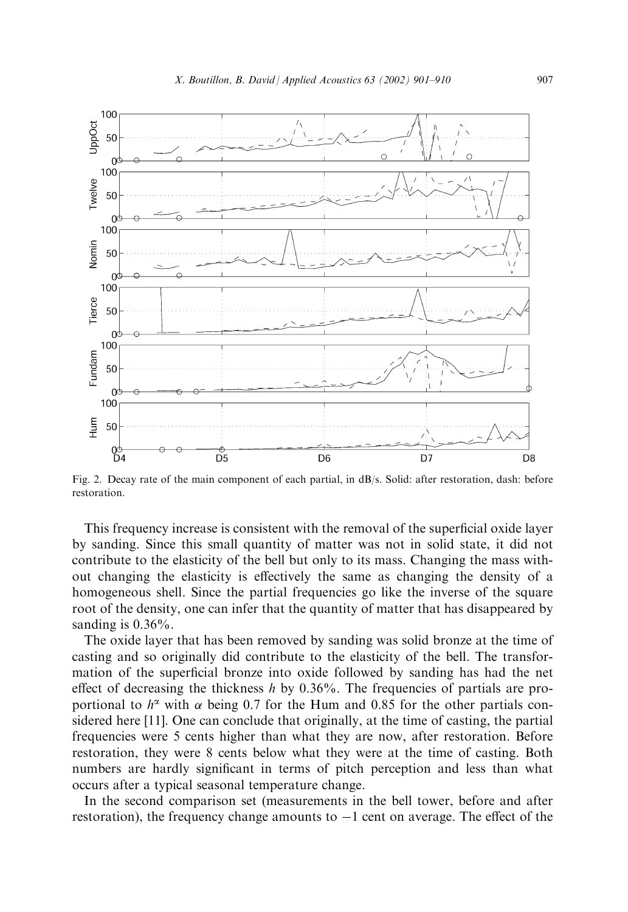Fig. 2. Decay rate of the main component of each partial, in dB/s. Solid: after restoration, dash: before restoration.

This frequency increase is consistent with the removal of the superficial oxide layer by sanding. Since this small quantity of matter was not in solid state, it did not contribute to the elasticity of the bell but only to its mass. Changing the mass without changing the elasticity is effectively the same as changing the density of a homogeneous shell. Since the partial frequencies go like the inverse of the square root of the density, one can infer that the quantity of matter that has disappeared by sanding is 0.36%.

The oxide layer that has been removed by sanding was solid bronze at the time of casting and so originally did contribute to the elasticity of the bell. The transformation of the superficial bronze into oxide followed by sanding has had the net effect of decreasing the thickness $h$ by 0.36%. The frequencies of partials are proportional to $h^{\alpha}$ with $\alpha$ being 0.7 for the Hum and 0.85 for the other partials considered here [11]. One can conclude that originally, at the time of casting, the partial frequencies were 5 cents higher than what they are now, after restoration. Before restoration, they were 8 cents below what they were at the time of casting. Both numbers are hardly significant in terms of pitch perception and less than what occurs after a typical seasonal temperature change.

In the second comparison set (measurements in the bell tower, before and after restoration), the frequency change amounts to $-1$ cent on average. The effect of the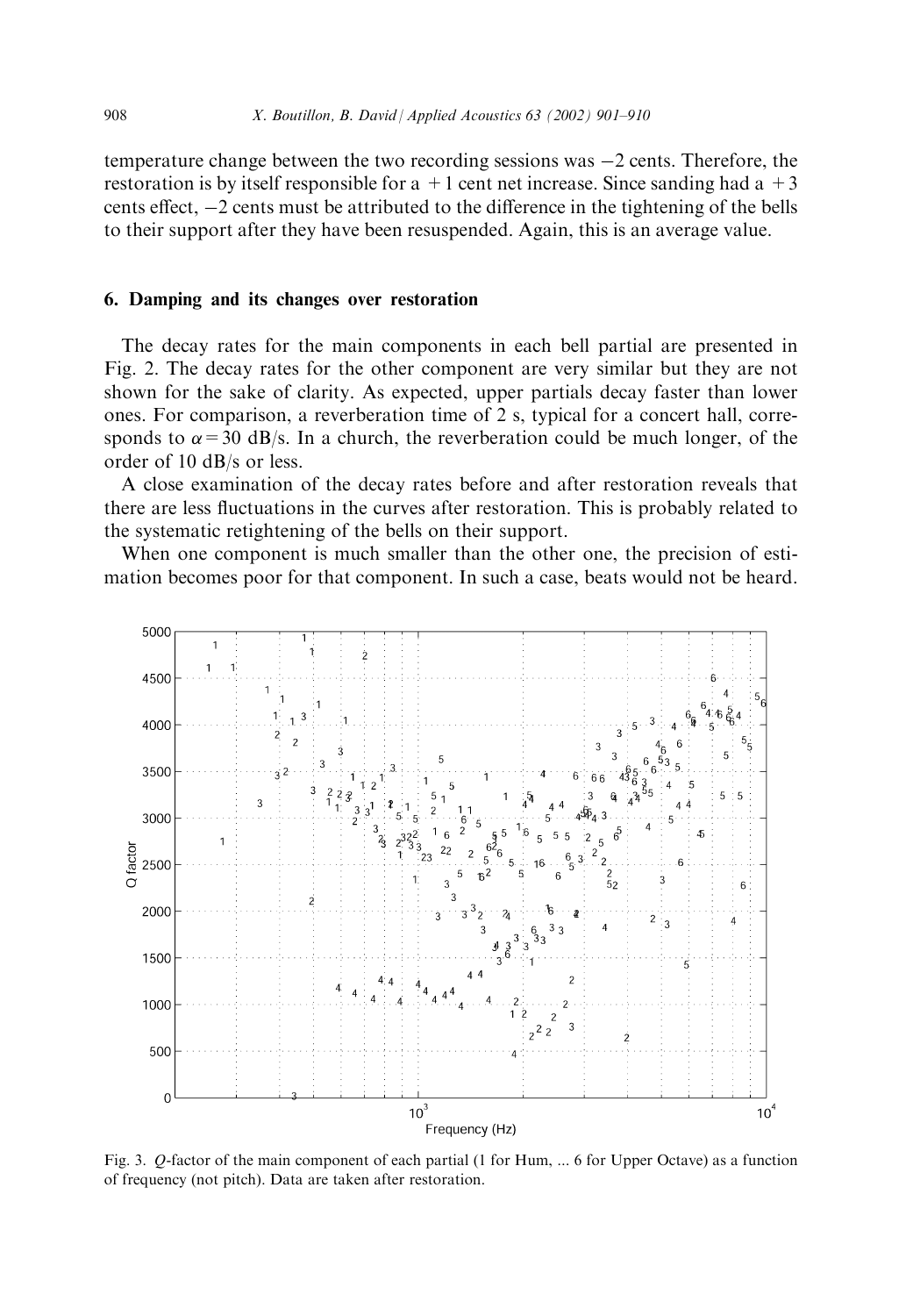temperature change between the two recording sessions was −2 cents. Therefore, the restoration is by itself responsible for a +1 cent net increase. Since sanding had a +3 cents effect, −2 cents must be attributed to the difference in the tightening of the bells to their support after they have been resuspended. Again, this is an average value.

## 6. Damping and its changes over restoration

The decay rates for the main components in each bell partial are presented in Fig. 2. The decay rates for the other component are very similar but they are not shown for the sake of clarity. As expected, upper partials decay faster than lower ones. For comparison, a reverberation time of 2 s, typical for a concert hall, corresponds to $\alpha = 30$ dB/s. In a church, the reverberation could be much longer, of the order of 10 dB/s or less.

A close examination of the decay rates before and after restoration reveals that there are less fluctuations in the curves after restoration. This is probably related to the systematic retightening of the bells on their support.

When one component is much smaller than the other one, the precision of estimation becomes poor for that component. In such a case, beats would not be heard.

Fig. 3. $Q$-factor of the main component of each partial (1 for Hum, ... 6 for Upper Octave) as a function of frequency (not pitch). Data are taken after restoration.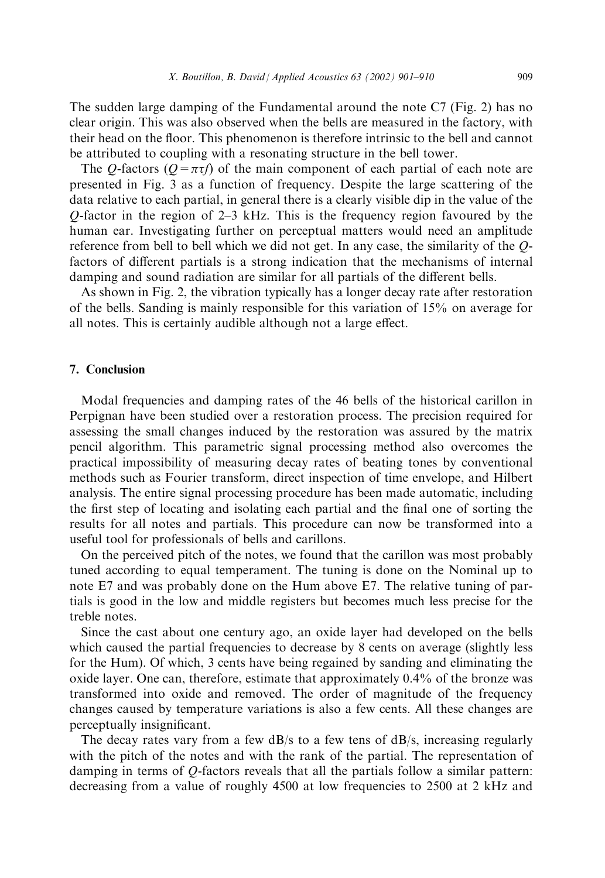The sudden large damping of the Fundamental around the note C7 (Fig. 2) has no clear origin. This was also observed when the bells are measured in the factory, with their head on the floor. This phenomenon is therefore intrinsic to the bell and cannot be attributed to coupling with a resonating structure in the bell tower.

The $Q$-factors ($Q = \pi \tau f$) of the main component of each partial of each note are presented in Fig. 3 as a function of frequency. Despite the large scattering of the data relative to each partial, in general there is a clearly visible dip in the value of the $Q$-factor in the region of 2–3 kHz. This is the frequency region favoured by the human ear. Investigating further on perceptual matters would need an amplitude reference from bell to bell which we did not get. In any case, the similarity of the $Q$-factors of different partials is a strong indication that the mechanisms of internal damping and sound radiation are similar for all partials of the different bells.

As shown in Fig. 2, the vibration typically has a longer decay rate after restoration of the bells. Sanding is mainly responsible for this variation of 15% on average for all notes. This is certainly audible although not a large effect.

## 7. Conclusion

Modal frequencies and damping rates of the 46 bells of the historical carillon in Perpignan have been studied over a restoration process. The precision required for assessing the small changes induced by the restoration was assured by the matrix pencil algorithm. This parametric signal processing method also overcomes the practical impossibility of measuring decay rates of beating tones by conventional methods such as Fourier transform, direct inspection of time envelope, and Hilbert analysis. The entire signal processing procedure has been made automatic, including the first step of locating and isolating each partial and the final one of sorting the results for all notes and partials. This procedure can now be transformed into a useful tool for professionals of bells and carillons.

On the perceived pitch of the notes, we found that the carillon was most probably tuned according to equal temperament. The tuning is done on the Nominal up to note E7 and was probably done on the Hum above E7. The relative tuning of partials is good in the low and middle registers but becomes much less precise for the treble notes.

Since the cast about one century ago, an oxide layer had developed on the bells which caused the partial frequencies to decrease by 8 cents on average (slightly less for the Hum). Of which, 3 cents have being regained by sanding and eliminating the oxide layer. One can, therefore, estimate that approximately 0.4% of the bronze was transformed into oxide and removed. The order of magnitude of the frequency changes caused by temperature variations is also a few cents. All these changes are perceptually insignificant.

The decay rates vary from a few dB/s to a few tens of dB/s, increasing regularly with the pitch of the notes and with the rank of the partial. The representation of damping in terms of $Q$-factors reveals that all the partials follow a similar pattern: decreasing from a value of roughly 4500 at low frequencies to 2500 at 2 kHz and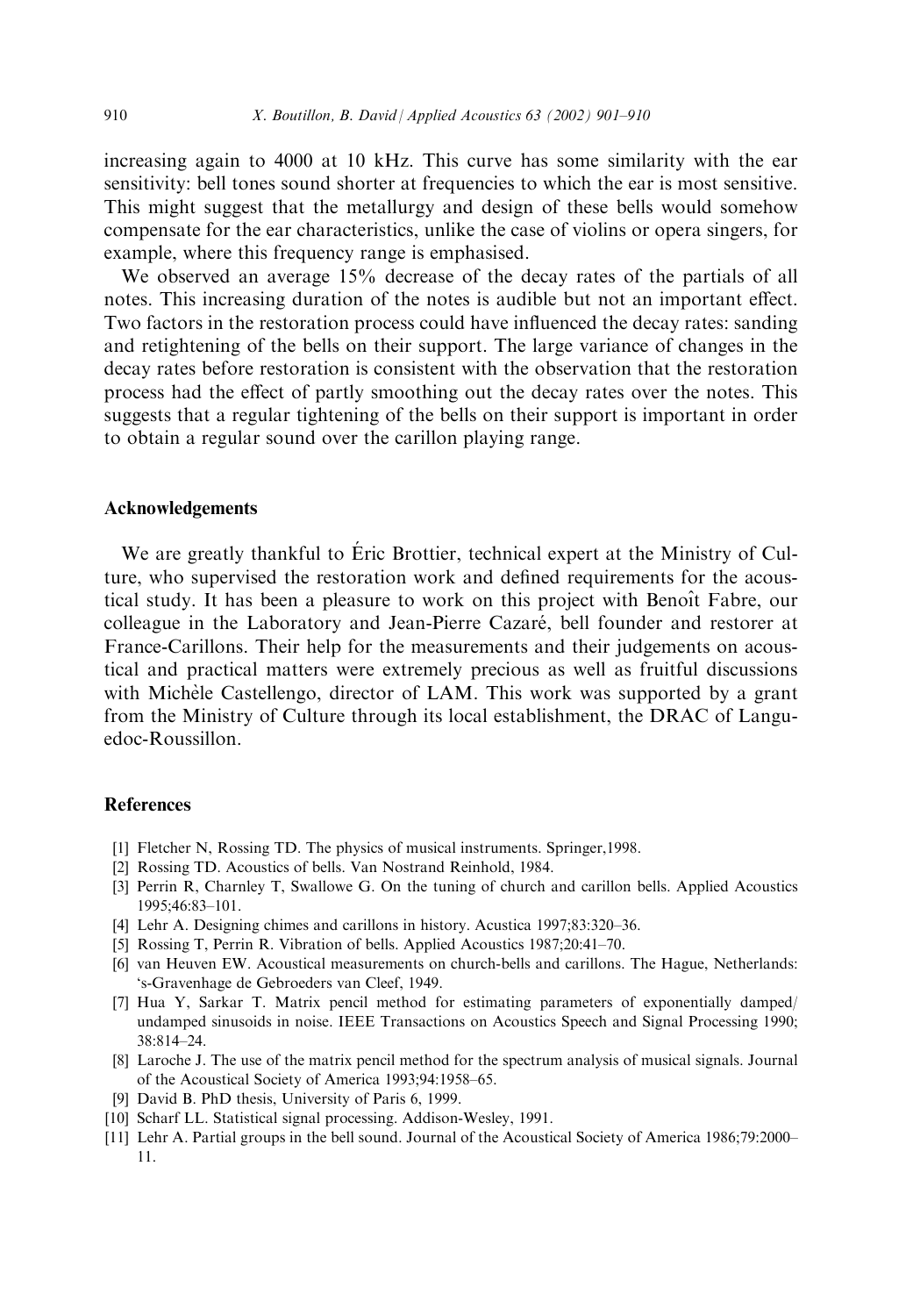increasing again to 4000 at 10 kHz. This curve has some similarity with the ear sensitivity: bell tones sound shorter at frequencies to which the ear is most sensitive. This might suggest that the metallurgy and design of these bells would somehow compensate for the ear characteristics, unlike the case of violins or opera singers, for example, where this frequency range is emphasised.

We observed an average 15% decrease of the decay rates of the partials of all notes. This increasing duration of the notes is audible but not an important effect. Two factors in the restoration process could have influenced the decay rates: sanding and retightening of the bells on their support. The large variance of changes in the decay rates before restoration is consistent with the observation that the restoration process had the effect of partly smoothing out the decay rates over the notes. This suggests that a regular tightening of the bells on their support is important in order to obtain a regular sound over the carillon playing range.

## Acknowledgements

We are greatly thankful to Éric Brottier, technical expert at the Ministry of Culture, who supervised the restoration work and defined requirements for the acoustical study. It has been a pleasure to work on this project with Benoît Fabre, our colleague in the Laboratory and Jean-Pierre Cazaré, bell founder and restorer at France-Carillons. Their help for the measurements and their judgements on acoustical and practical matters were extremely precious as well as fruitful discussions with Michèle Castellengo, director of LAM. This work was supported by a grant from the Ministry of Culture through its local establishment, the DRAC of Languedoc-Roussillon.

## References

[1] Fletcher N, Rossing TD. The physics of musical instruments. Springer,1998.

[2] Rossing TD. Acoustics of bells. Van Nostrand Reinhold, 1984.

[3] Perrin R, Charnley T, Swallowe G. On the tuning of church and carillon bells. Applied Acoustics 1995;46:83–101.

[4] Lehr A. Designing chimes and carillons in history. Acustica 1997;83:320–36.

[5] Rossing T, Perrin R. Vibration of bells. Applied Acoustics 1987;20:41–70.

[6] van Heuven EW. Acoustical measurements on church-bells and carillons. The Hague, Netherlands: 's-Gravenhage de Gebroeders van Cleef, 1949.

[7] Hua Y, Sarkar T. Matrix pencil method for estimating parameters of exponentially damped/undamped sinusoids in noise. IEEE Transactions on Acoustics Speech and Signal Processing 1990; 38:814–24.

[8] Laroche J. The use of the matrix pencil method for the spectrum analysis of musical signals. Journal of the Acoustical Society of America 1993;94:1958–65.

[9] David B. PhD thesis, University of Paris 6, 1999.

[10] Scharf LL. Statistical signal processing. Addison-Wesley, 1991.

[11] Lehr A. Partial groups in the bell sound. Journal of the Acoustical Society of America 1986;79:2000–11.